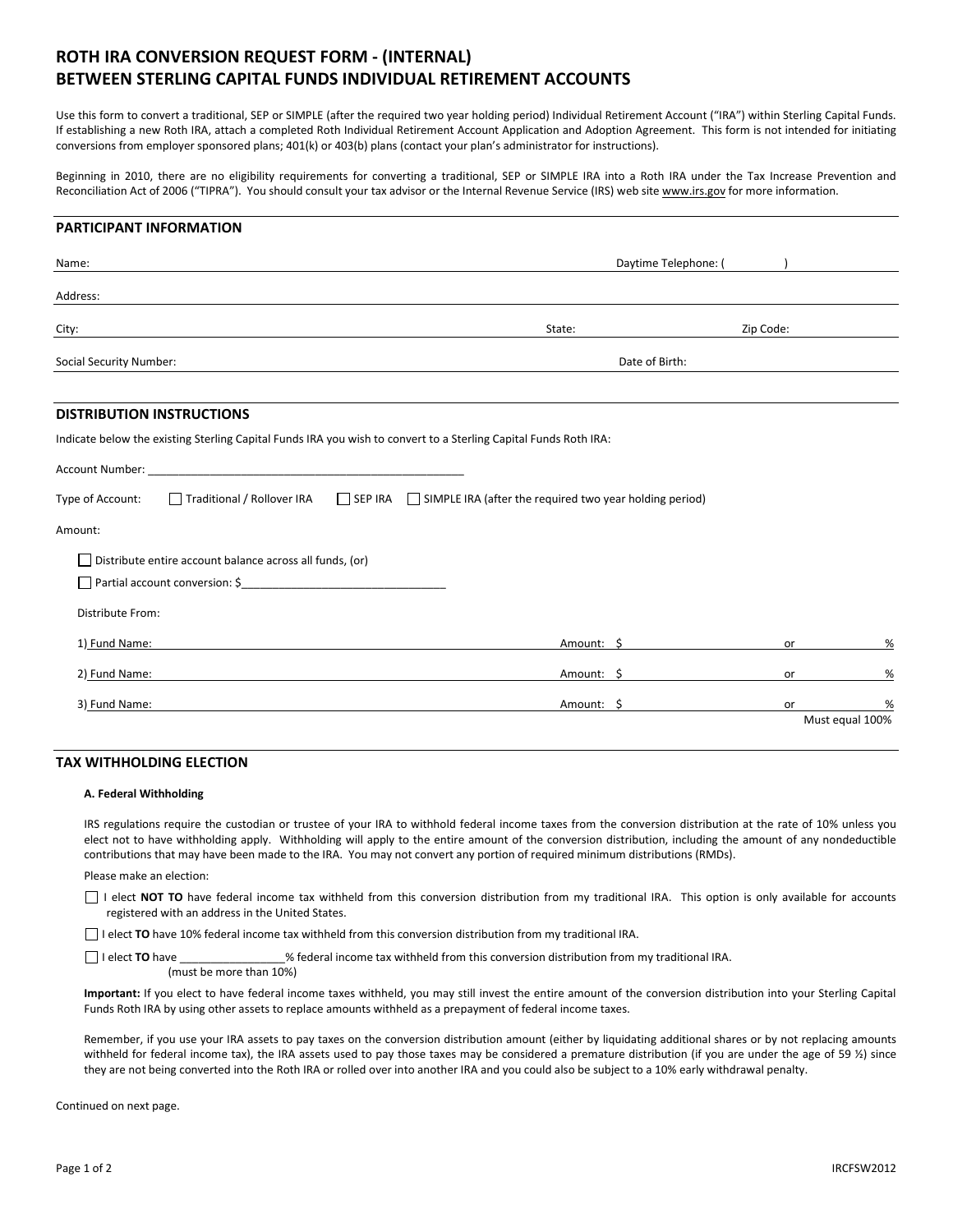# ROTH IRA CONVERSION REQUEST FORM - (INTERNAL)
# BETWEEN STERLING CAPITAL FUNDS INDIVIDUAL RETIREMENT ACCOUNTS

Use this form to convert a traditional, SEP or SIMPLE (after the required two year holding period) Individual Retirement Account ("IRA") within Sterling Capital Funds. If establishing a new Roth IRA, attach a completed Roth Individual Retirement Account Application and Adoption Agreement. This form is not intended for initiating conversions from employer sponsored plans; 401(k) or 403(b) plans (contact your plan's administrator for instructions).

Beginning in 2010, there are no eligibility requirements for converting a traditional, SEP or SIMPLE IRA into a Roth IRA under the Tax Increase Prevention and Reconciliation Act of 2006 ("TIPRA"). You should consult your tax advisor or the Internal Revenue Service (IRS) web site www.irs.gov for more information.

## PARTICIPANT INFORMATION

Name: ____________________ Daytime Telephone: ( ) ____________________

Address: ____________________

City: ____________________ State: __________ Zip Code: __________

Social Security Number: ____________________ Date of Birth: ____________________

## DISTRIBUTION INSTRUCTIONS

Indicate below the existing Sterling Capital Funds IRA you wish to convert to a Sterling Capital Funds Roth IRA:

Account Number: ____________________________________________________

Type of Account: ☐ Traditional / Rollover IRA ☐ SEP IRA ☐ SIMPLE IRA (after the required two year holding period)

Amount:

☐ Distribute entire account balance across all funds, (or)

☐ Partial account conversion: $________________________________

Distribute From:

1) Fund Name: ____________________ Amount: $ __________ or ______ %

2) Fund Name: ____________________ Amount: $ __________ or ______ %

3) Fund Name: ____________________ Amount: $ __________ or ______ %

Must equal 100%

## TAX WITHHOLDING ELECTION

### A. Federal Withholding

IRS regulations require the custodian or trustee of your IRA to withhold federal income taxes from the conversion distribution at the rate of 10% unless you elect not to have withholding apply. Withholding will apply to the entire amount of the conversion distribution, including the amount of any nondeductible contributions that may have been made to the IRA. You may not convert any portion of required minimum distributions (RMDs).

Please make an election:

☐ I elect **NOT TO** have federal income tax withheld from this conversion distribution from my traditional IRA. This option is only available for accounts registered with an address in the United States.

☐ I elect **TO** have 10% federal income tax withheld from this conversion distribution from my traditional IRA.

☐ I elect **TO** have ________________% federal income tax withheld from this conversion distribution from my traditional IRA. (must be more than 10%)

**Important:** If you elect to have federal income taxes withheld, you may still invest the entire amount of the conversion distribution into your Sterling Capital Funds Roth IRA by using other assets to replace amounts withheld as a prepayment of federal income taxes.

Remember, if you use your IRA assets to pay taxes on the conversion distribution amount (either by liquidating additional shares or by not replacing amounts withheld for federal income tax), the IRA assets used to pay those taxes may be considered a premature distribution (if you are under the age of 59 ½) since they are not being converted into the Roth IRA or rolled over into another IRA and you could also be subject to a 10% early withdrawal penalty.

Continued on next page.

IRCFSW2012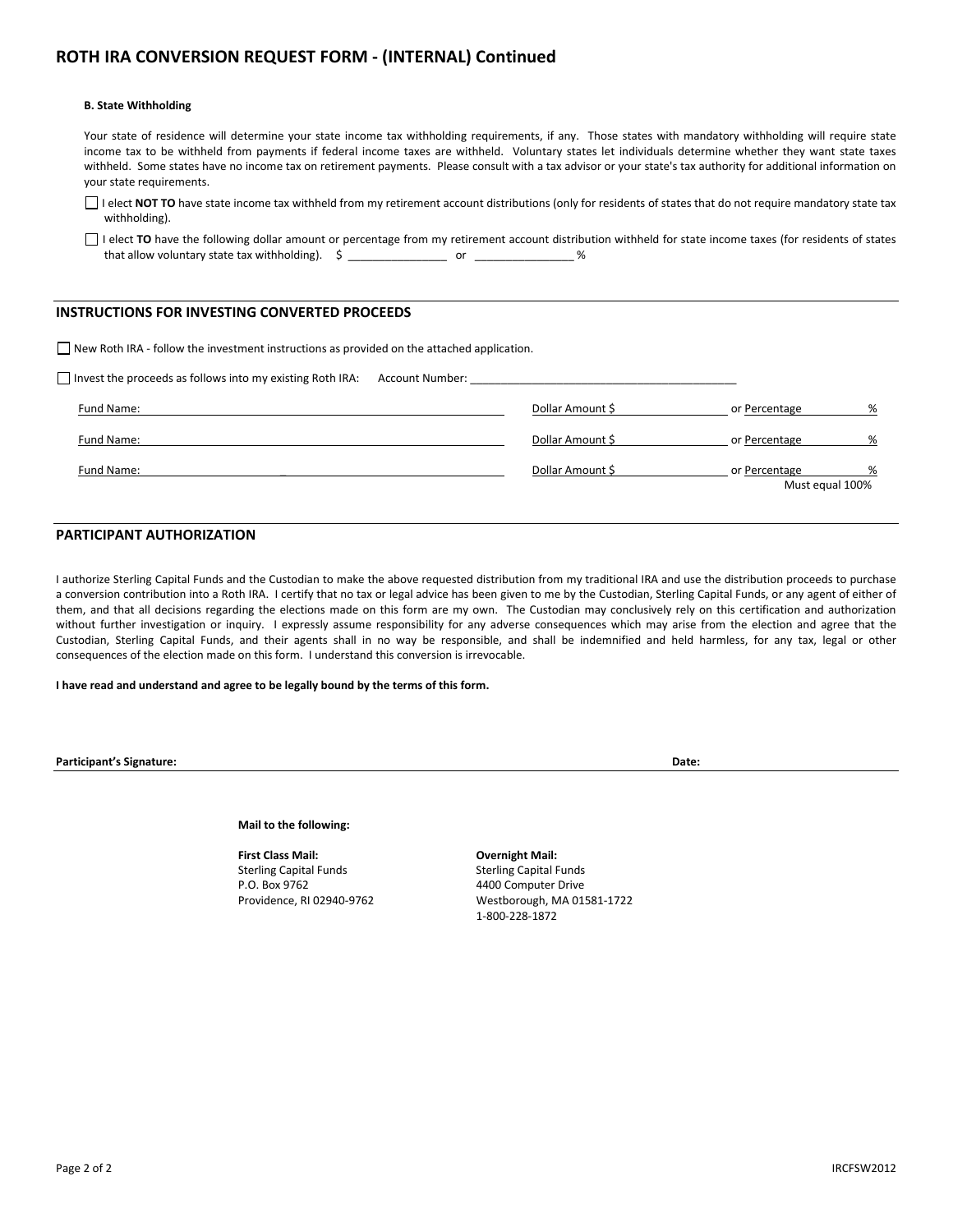# ROTH IRA CONVERSION REQUEST FORM - (INTERNAL) Continued

**B. State Withholding**

Your state of residence will determine your state income tax withholding requirements, if any. Those states with mandatory withholding will require state income tax to be withheld from payments if federal income taxes are withheld. Voluntary states let individuals determine whether they want state taxes withheld. Some states have no income tax on retirement payments. Please consult with a tax advisor or your state's tax authority for additional information on your state requirements.

☐ I elect **NOT TO** have state income tax withheld from my retirement account distributions (only for residents of states that do not require mandatory state tax withholding).

☐ I elect **TO** have the following dollar amount or percentage from my retirement account distribution withheld for state income taxes (for residents of states that allow voluntary state tax withholding). $ ________________ or ________________ %

## INSTRUCTIONS FOR INVESTING CONVERTED PROCEEDS

☐ New Roth IRA - follow the investment instructions as provided on the attached application.

☐ Invest the proceeds as follows into my existing Roth IRA: Account Number: ____________________________________________

Fund Name: ____________________________________________ Dollar Amount $ ________________ or Percentage ________ %

Fund Name: ____________________________________________ Dollar Amount $ ________________ or Percentage ________ %

Fund Name: ____________________________________________ Dollar Amount $ ________________ or Percentage ________ %

Must equal 100%

## PARTICIPANT AUTHORIZATION

I authorize Sterling Capital Funds and the Custodian to make the above requested distribution from my traditional IRA and use the distribution proceeds to purchase a conversion contribution into a Roth IRA. I certify that no tax or legal advice has been given to me by the Custodian, Sterling Capital Funds, or any agent of either of them, and that all decisions regarding the elections made on this form are my own. The Custodian may conclusively rely on this certification and authorization without further investigation or inquiry. I expressly assume responsibility for any adverse consequences which may arise from the election and agree that the Custodian, Sterling Capital Funds, and their agents shall in no way be responsible, and shall be indemnified and held harmless, for any tax, legal or other consequences of the election made on this form. I understand this conversion is irrevocable.

**I have read and understand and agree to be legally bound by the terms of this form.**

**Participant's Signature:** ________________________________________ **Date:** ________________

**Mail to the following:**

**First Class Mail:**
Sterling Capital Funds
P.O. Box 9762
Providence, RI 02940-9762

**Overnight Mail:**
Sterling Capital Funds
4400 Computer Drive
Westborough, MA 01581-1722
1-800-228-1872

IRCFSW2012